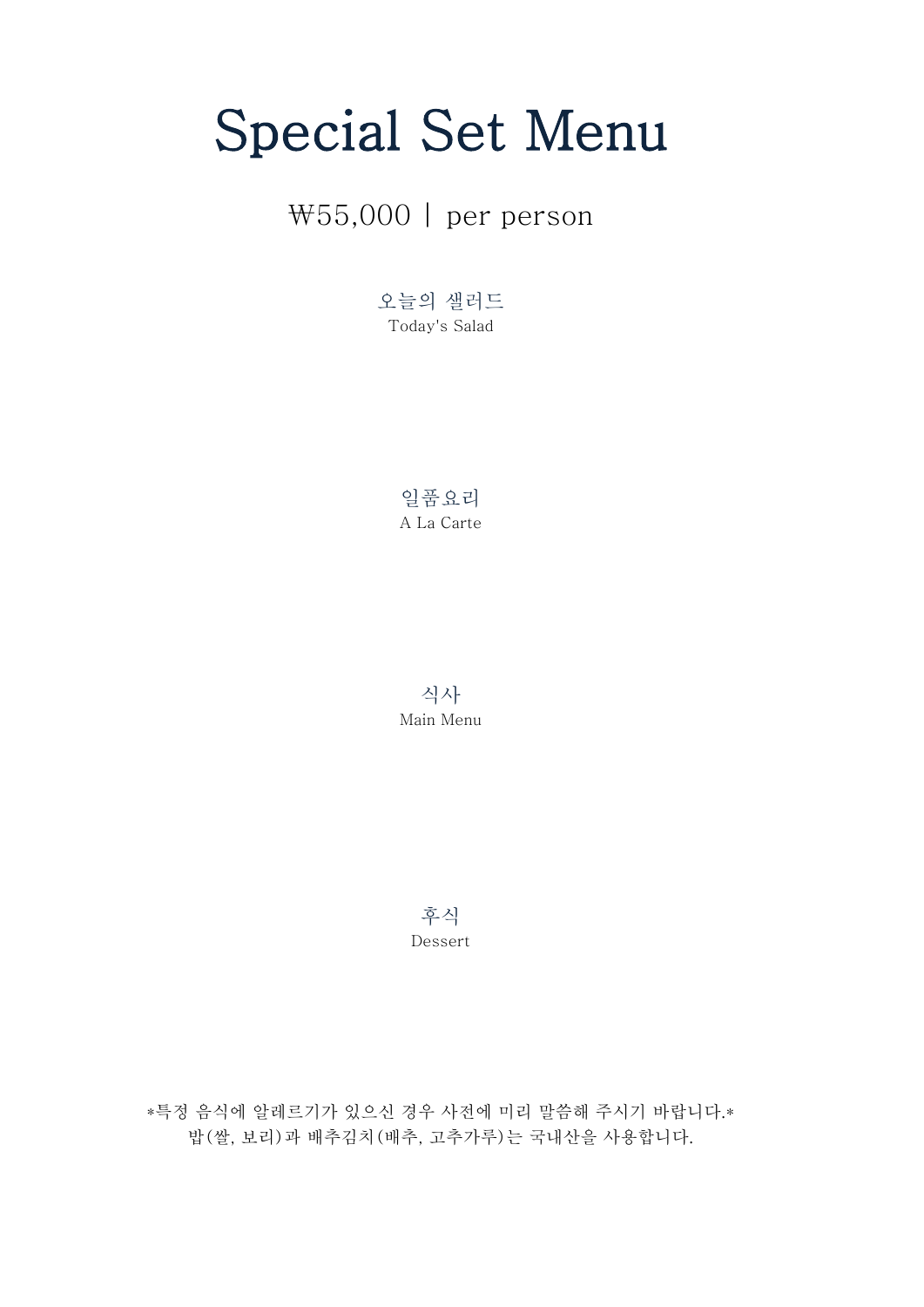# Special Set Menu

## ₩55,000 | per person

오늘의 샐러드
Today's Salad

일품요리
A La Carte

식사
Main Menu

후식
Dessert

*특정 음식에 알레르기가 있으신 경우 사전에 미리 말씀해 주시기 바랍니다.*
밥(쌀, 보리)과 배추김치(배추, 고추가루)는 국내산을 사용합니다.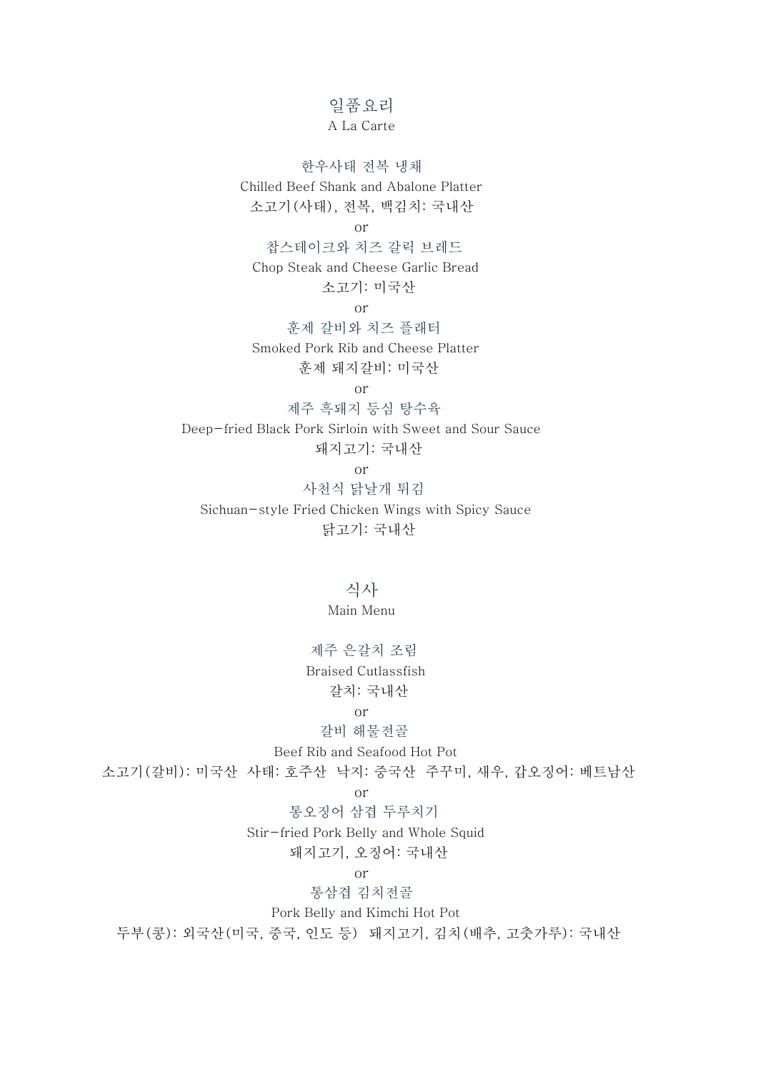## 일품요리

A La Carte

한우사태 전복 냉채

Chilled Beef Shank and Abalone Platter

소고기(사태), 전복, 백김치: 국내산

or

찹스테이크와 치즈 갈릭 브레드

Chop Steak and Cheese Garlic Bread

소고기: 미국산

or

훈제 갈비와 치즈 플래터

Smoked Pork Rib and Cheese Platter

훈제 돼지갈비: 미국산

or

제주 흑돼지 등심 탕수육

Deep-fried Black Pork Sirloin with Sweet and Sour Sauce

돼지고기: 국내산

or

사천식 닭날개 튀김

Sichuan-style Fried Chicken Wings with Spicy Sauce

닭고기: 국내산

## 식사

Main Menu

제주 은갈치 조림

Braised Cutlassfish

갈치: 국내산

or

갈비 해물전골

Beef Rib and Seafood Hot Pot

소고기(갈비): 미국산 사태: 호주산 낙지: 중국산 주꾸미, 새우, 갑오징어: 베트남산

or

통오징어 삼겹 두루치기

Stir-fried Pork Belly and Whole Squid

돼지고기, 오징어: 국내산

or

통삼겹 김치전골

Pork Belly and Kimchi Hot Pot

두부(콩): 외국산(미국, 중국, 인도 등) 돼지고기, 김치(배추, 고춧가루): 국내산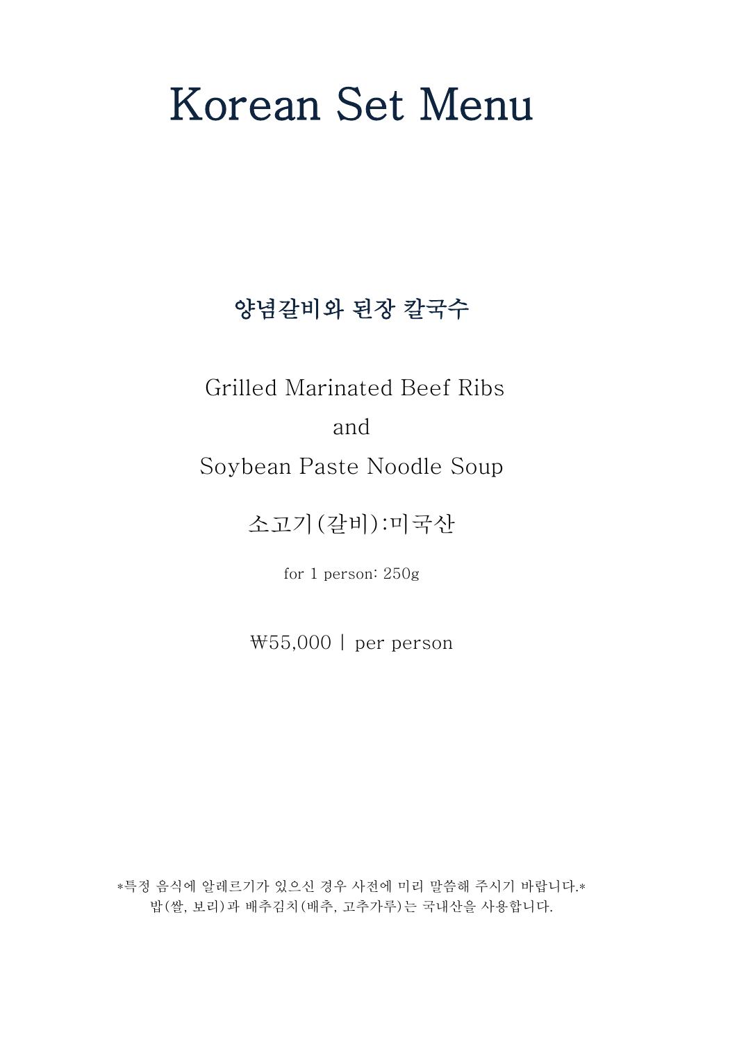# Korean Set Menu

**양념갈비와 된장 칼국수**

Grilled Marinated Beef Ribs

and

Soybean Paste Noodle Soup

소고기(갈비):미국산

for 1 person: 250g

₩55,000 | per person

*특정 음식에 알레르기가 있으신 경우 사전에 미리 말씀해 주시기 바랍니다.*

밥(쌀, 보리)과 배추김치(배추, 고추가루)는 국내산을 사용합니다.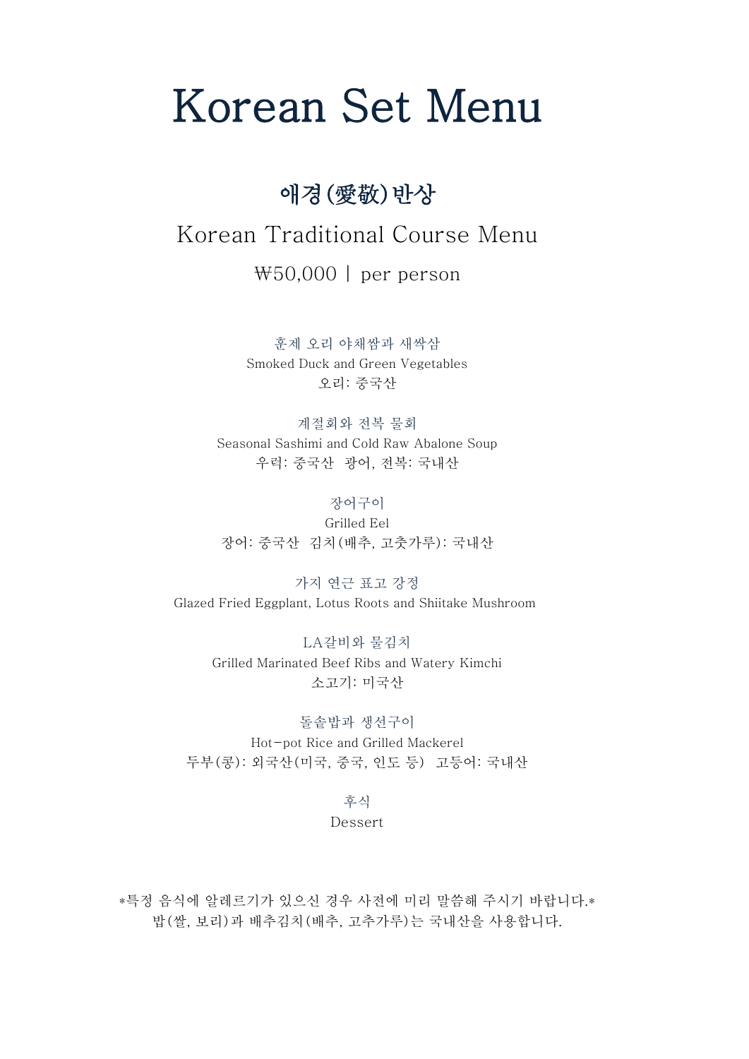# Korean Set Menu

## 애경(愛敬)반상

Korean Traditional Course Menu

₩50,000 | per person

훈제 오리 야채쌈과 새싹삼
Smoked Duck and Green Vegetables
오리: 중국산

계절회와 전복 물회
Seasonal Sashimi and Cold Raw Abalone Soup
우럭: 중국산   광어, 전복: 국내산

장어구이
Grilled Eel
장어: 중국산   김치(배추, 고춧가루): 국내산

가지 연근 표고 강정
Glazed Fried Eggplant, Lotus Roots and Shiitake Mushroom

LA갈비와 물김치
Grilled Marinated Beef Ribs and Watery Kimchi
소고기: 미국산

돌솥밥과 생선구이
Hot-pot Rice and Grilled Mackerel
두부(콩): 외국산(미국, 중국, 인도 등)   고등어: 국내산

후식
Dessert

*특정 음식에 알레르기가 있으신 경우 사전에 미리 말씀해 주시기 바랍니다.*
밥(쌀, 보리)과 배추김치(배추, 고추가루)는 국내산을 사용합니다.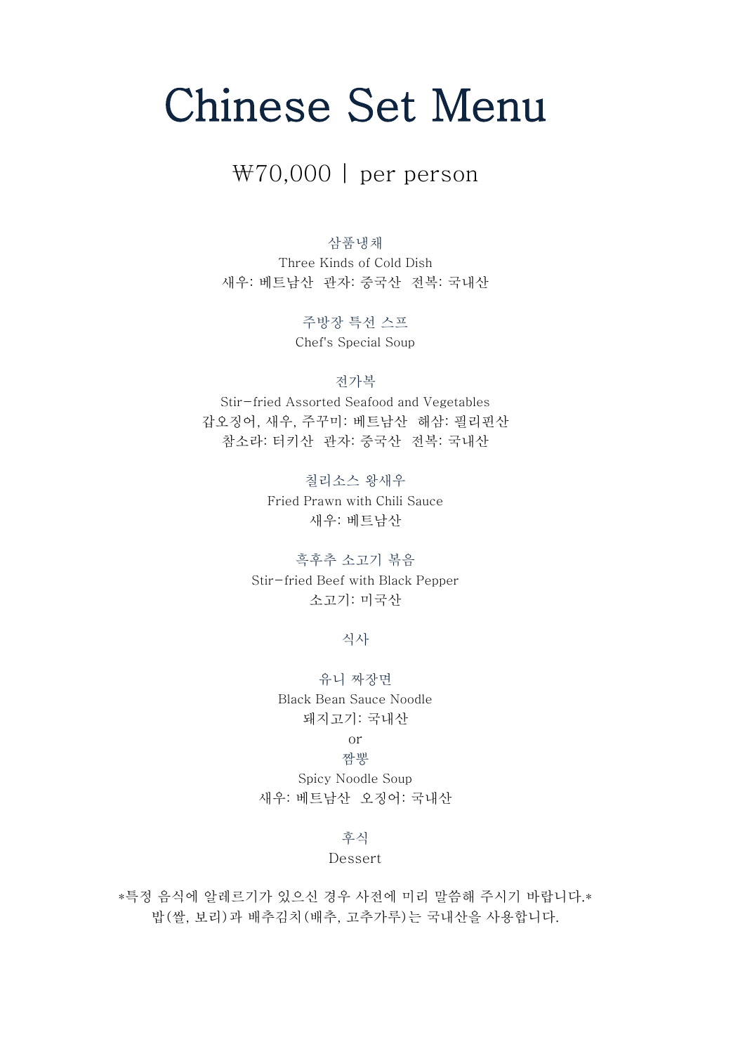# Chinese Set Menu

## ₩70,000 | per person

삼품냉채

Three Kinds of Cold Dish

새우: 베트남산 관자: 중국산 전복: 국내산

주방장 특선 스프

Chef's Special Soup

전가복

Stir-fried Assorted Seafood and Vegetables

갑오징어, 새우, 주꾸미: 베트남산 해삼: 필리핀산

참소라: 터키산 관자: 중국산 전복: 국내산

칠리소스 왕새우

Fried Prawn with Chili Sauce

새우: 베트남산

흑후추 소고기 볶음

Stir-fried Beef with Black Pepper

소고기: 미국산

식사

유니 짜장면

Black Bean Sauce Noodle

돼지고기: 국내산

or

짬뽕

Spicy Noodle Soup

새우: 베트남산 오징어: 국내산

후식

Dessert

*특정 음식에 알레르기가 있으신 경우 사전에 미리 말씀해 주시기 바랍니다.*

밥(쌀, 보리)과 배추김치(배추, 고추가루)는 국내산을 사용합니다.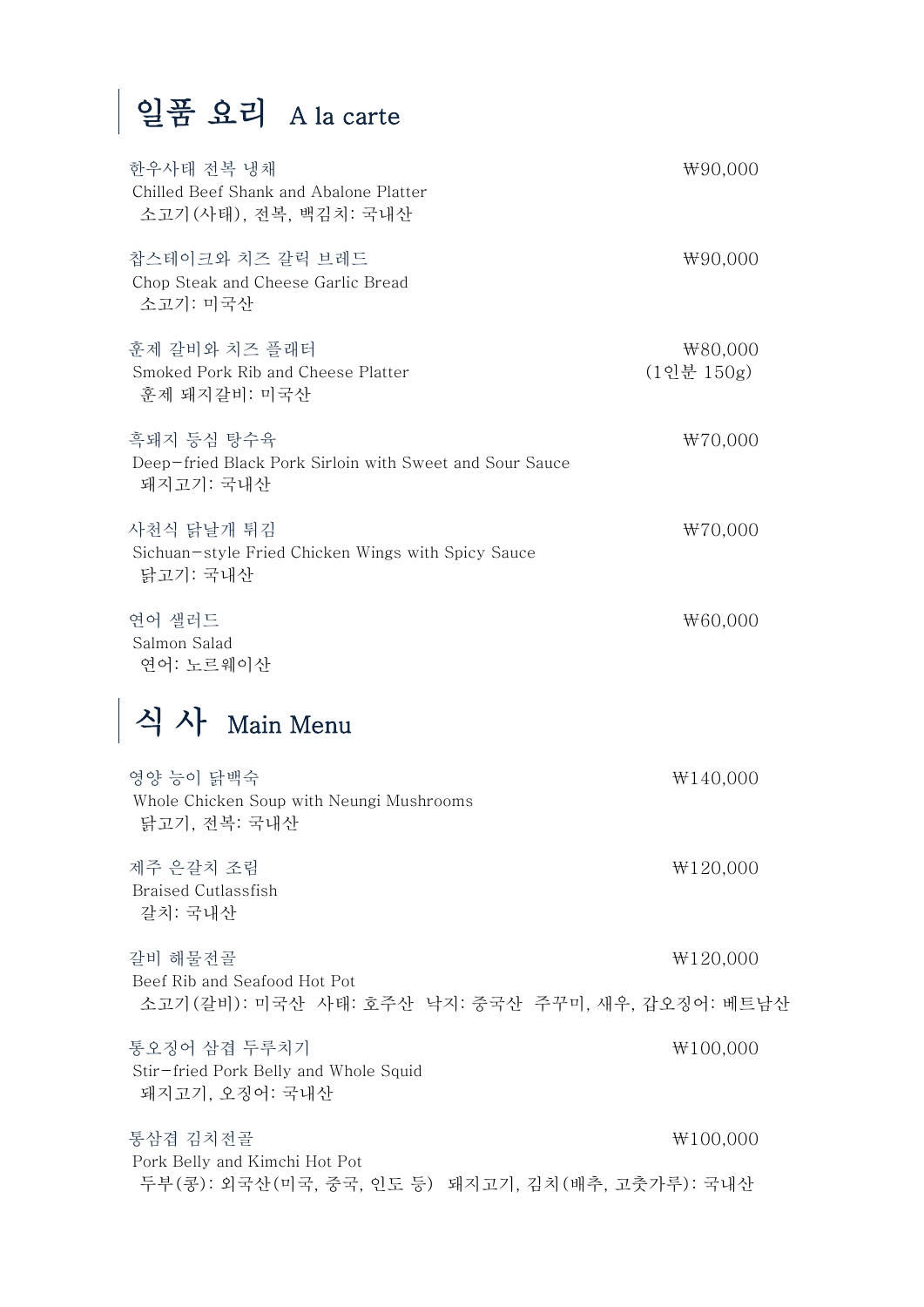## 일품 요리 A la carte

한우사태 전복 냉채 ₩90,000
Chilled Beef Shank and Abalone Platter
소고기(사태), 전복, 백김치: 국내산

찹스테이크와 치즈 갈릭 브레드 ₩90,000
Chop Steak and Cheese Garlic Bread
소고기: 미국산

훈제 갈비와 치즈 플래터 ₩80,000 (1인분 150g)
Smoked Pork Rib and Cheese Platter
훈제 돼지갈비: 미국산

흑돼지 등심 탕수육 ₩70,000
Deep-fried Black Pork Sirloin with Sweet and Sour Sauce
돼지고기: 국내산

사천식 닭날개 튀김 ₩70,000
Sichuan-style Fried Chicken Wings with Spicy Sauce
닭고기: 국내산

연어 샐러드 ₩60,000
Salmon Salad
연어: 노르웨이산

## 식 사 Main Menu

영양 능이 닭백숙 ₩140,000
Whole Chicken Soup with Neungi Mushrooms
닭고기, 전복: 국내산

제주 은갈치 조림 ₩120,000
Braised Cutlassfish
갈치: 국내산

갈비 해물전골 ₩120,000
Beef Rib and Seafood Hot Pot
소고기(갈비): 미국산 사태: 호주산 낙지: 중국산 주꾸미, 새우, 갑오징어: 베트남산

통오징어 삼겹 두루치기 ₩100,000
Stir-fried Pork Belly and Whole Squid
돼지고기, 오징어: 국내산

통삼겹 김치전골 ₩100,000
Pork Belly and Kimchi Hot Pot
두부(콩): 외국산(미국, 중국, 인도 등) 돼지고기, 김치(배추, 고춧가루): 국내산